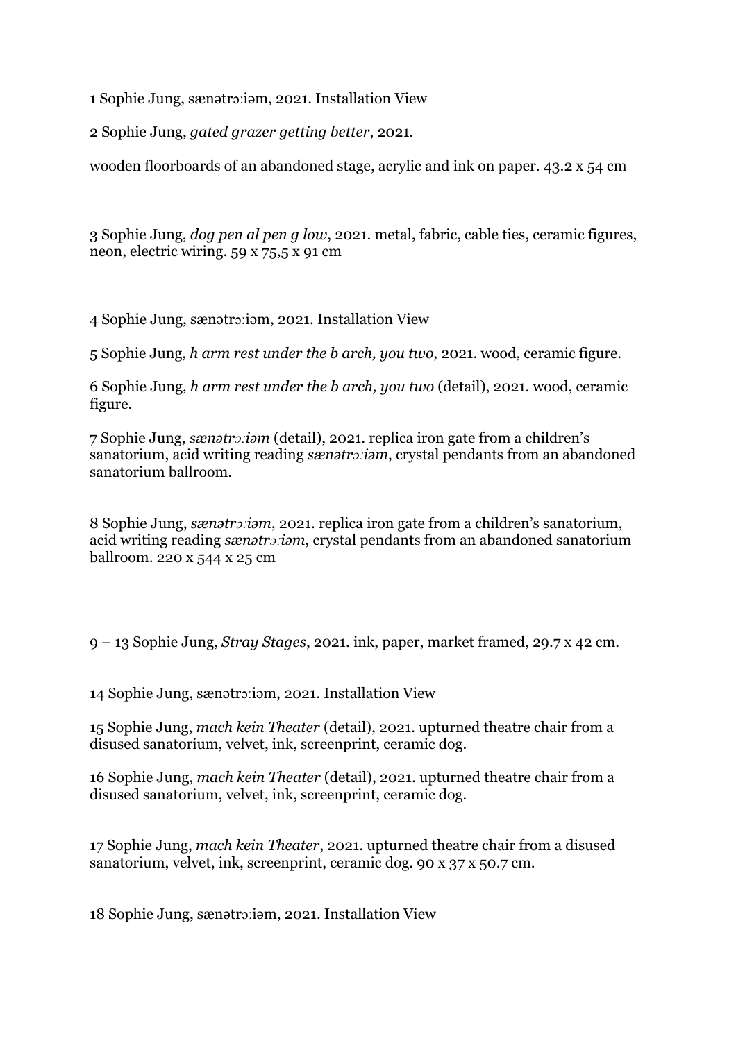1 Sophie Jung, sænətrɔːiəm, 2021. Installation View

2 Sophie Jung, *gated grazer getting better*, 2021.

wooden floorboards of an abandoned stage, acrylic and ink on paper. 43.2 x 54 cm

3 Sophie Jung, *dog pen al pen g low*, 2021. metal, fabric, cable ties, ceramic figures, neon, electric wiring. 59 x 75,5 x 91 cm

4 Sophie Jung, sænətrɔːiəm, 2021. Installation View

5 Sophie Jung, *h arm rest under the b arch, you two*, 2021. wood, ceramic figure.

6 Sophie Jung, *h arm rest under the b arch, you two* (detail), 2021. wood, ceramic figure.

7 Sophie Jung, *sænətrɔːiəm* (detail), 2021. replica iron gate from a children's sanatorium, acid writing reading *sænətrɔːiəm*, crystal pendants from an abandoned sanatorium ballroom.

8 Sophie Jung, *sænətrɔːiəm*, 2021. replica iron gate from a children's sanatorium, acid writing reading *sænətrɔːiəm*, crystal pendants from an abandoned sanatorium ballroom. 220 x 544 x 25 cm

9 – 13 Sophie Jung, *Stray Stages*, 2021. ink, paper, market framed, 29.7 x 42 cm.

14 Sophie Jung, sænətrɔːiəm, 2021. Installation View

15 Sophie Jung, *mach kein Theater* (detail), 2021. upturned theatre chair from a disused sanatorium, velvet, ink, screenprint, ceramic dog.

16 Sophie Jung, *mach kein Theater* (detail), 2021. upturned theatre chair from a disused sanatorium, velvet, ink, screenprint, ceramic dog.

17 Sophie Jung, *mach kein Theater*, 2021. upturned theatre chair from a disused sanatorium, velvet, ink, screenprint, ceramic dog. 90 x 37 x 50.7 cm.

18 Sophie Jung, sænətrɔːiəm, 2021. Installation View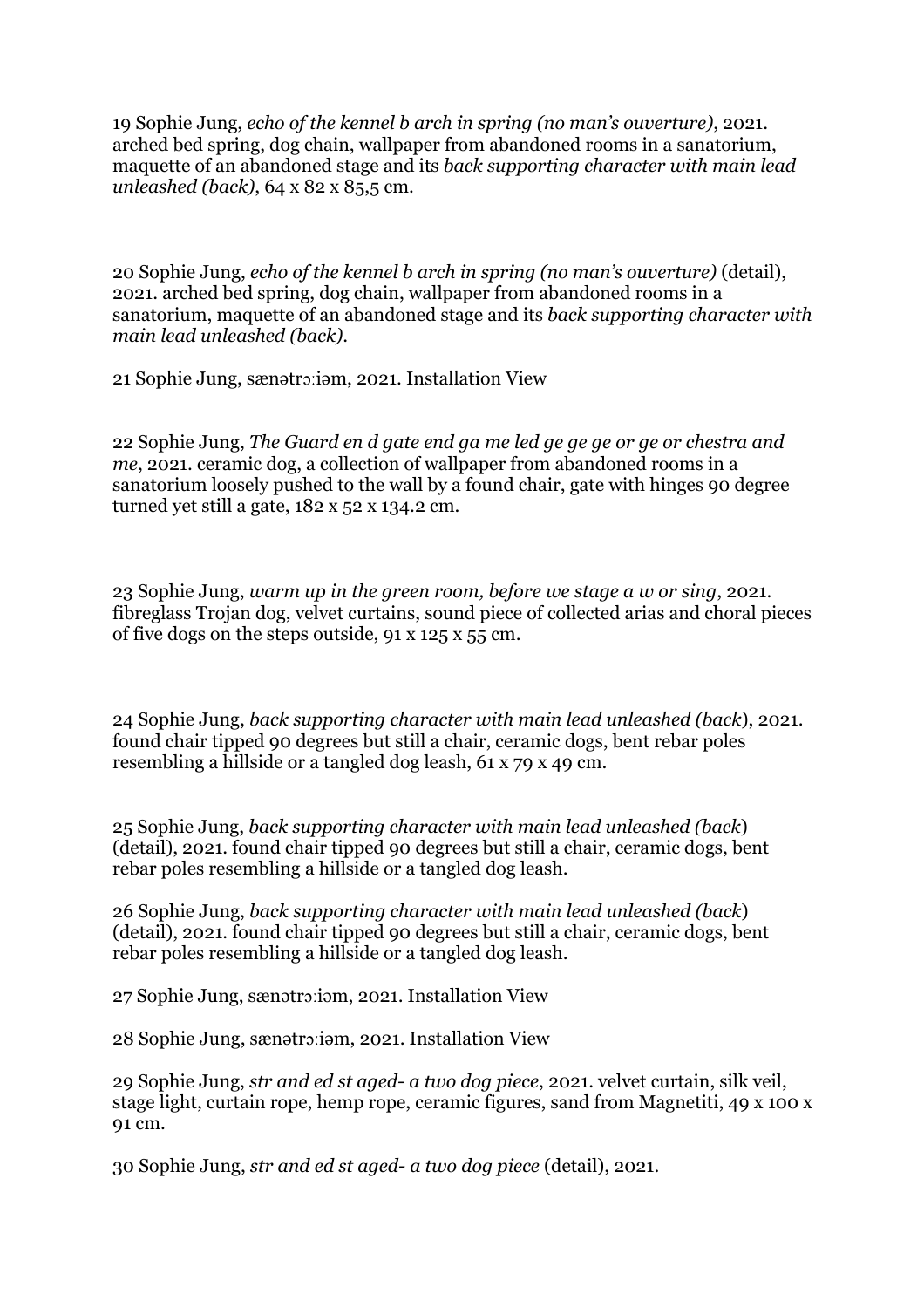19 Sophie Jung, *echo of the kennel b arch in spring (no man's ouverture)*, 2021. arched bed spring, dog chain, wallpaper from abandoned rooms in a sanatorium, maquette of an abandoned stage and its *back supporting character with main lead unleashed (back)*, 64 x 82 x 85,5 cm.

20 Sophie Jung, *echo of the kennel b arch in spring (no man's ouverture)* (detail), 2021. arched bed spring, dog chain, wallpaper from abandoned rooms in a sanatorium, maquette of an abandoned stage and its *back supporting character with main lead unleashed (back)*.

21 Sophie Jung, sænətrɔːiəm, 2021. Installation View

22 Sophie Jung, *The Guard en d gate end ga me led ge ge ge or ge or chestra and me*, 2021. ceramic dog, a collection of wallpaper from abandoned rooms in a sanatorium loosely pushed to the wall by a found chair, gate with hinges 90 degree turned yet still a gate, 182 x 52 x 134.2 cm.

23 Sophie Jung, *warm up in the green room, before we stage a w or sing*, 2021. fibreglass Trojan dog, velvet curtains, sound piece of collected arias and choral pieces of five dogs on the steps outside, 91 x 125 x 55 cm.

24 Sophie Jung, *back supporting character with main lead unleashed (back)*, 2021. found chair tipped 90 degrees but still a chair, ceramic dogs, bent rebar poles resembling a hillside or a tangled dog leash, 61 x 79 x 49 cm.

25 Sophie Jung, *back supporting character with main lead unleashed (back)* (detail), 2021. found chair tipped 90 degrees but still a chair, ceramic dogs, bent rebar poles resembling a hillside or a tangled dog leash.

26 Sophie Jung, *back supporting character with main lead unleashed (back)* (detail), 2021. found chair tipped 90 degrees but still a chair, ceramic dogs, bent rebar poles resembling a hillside or a tangled dog leash.

27 Sophie Jung, sænətrɔːiəm, 2021. Installation View

28 Sophie Jung, sænətrɔːiəm, 2021. Installation View

29 Sophie Jung, *str and ed st aged- a two dog piece*, 2021. velvet curtain, silk veil, stage light, curtain rope, hemp rope, ceramic figures, sand from Magnetiti, 49 x 100 x 91 cm.

30 Sophie Jung, *str and ed st aged- a two dog piece* (detail), 2021.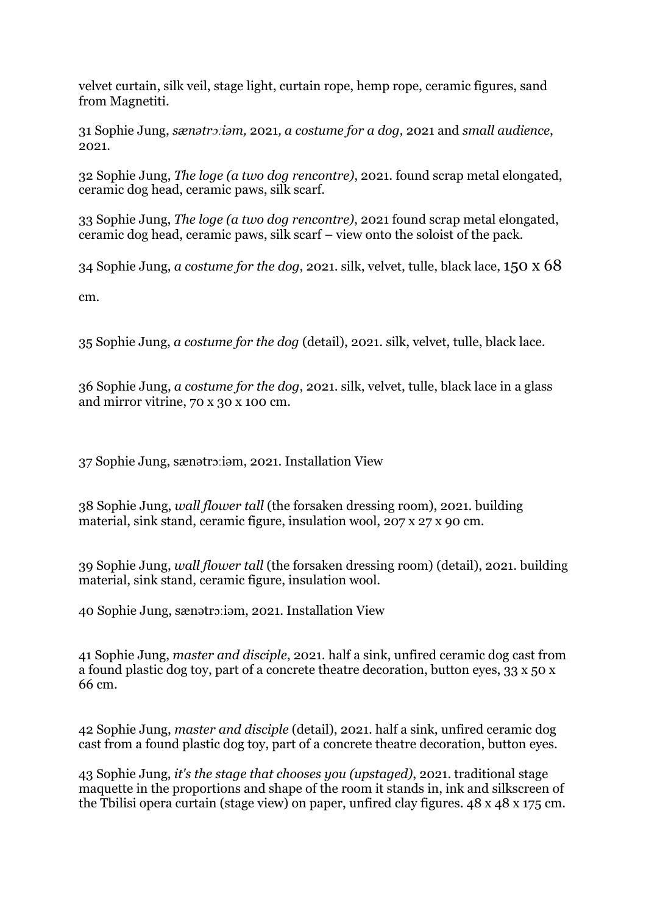velvet curtain, silk veil, stage light, curtain rope, hemp rope, ceramic figures, sand from Magnetiti.

31 Sophie Jung, *sænətrɔːiəm,* 2021*, a costume for a dog,* 2021 and *small audience*, 2021.

32 Sophie Jung, *The loge (a two dog rencontre)*, 2021. found scrap metal elongated, ceramic dog head, ceramic paws, silk scarf.

33 Sophie Jung, *The loge (a two dog rencontre)*, 2021 found scrap metal elongated, ceramic dog head, ceramic paws, silk scarf – view onto the soloist of the pack.

34 Sophie Jung, *a costume for the dog*, 2021. silk, velvet, tulle, black lace, 150 x 68 cm.

35 Sophie Jung, *a costume for the dog* (detail), 2021. silk, velvet, tulle, black lace.

36 Sophie Jung, *a costume for the dog*, 2021. silk, velvet, tulle, black lace in a glass and mirror vitrine, 70 x 30 x 100 cm.

37 Sophie Jung, sænətrɔːiəm, 2021. Installation View

38 Sophie Jung, *wall flower tall* (the forsaken dressing room), 2021. building material, sink stand, ceramic figure, insulation wool, 207 x 27 x 90 cm.

39 Sophie Jung, *wall flower tall* (the forsaken dressing room) (detail), 2021. building material, sink stand, ceramic figure, insulation wool.

40 Sophie Jung, sænətrɔːiəm, 2021. Installation View

41 Sophie Jung, *master and disciple*, 2021. half a sink, unfired ceramic dog cast from a found plastic dog toy, part of a concrete theatre decoration, button eyes, 33 x 50 x 66 cm.

42 Sophie Jung, *master and disciple* (detail), 2021. half a sink, unfired ceramic dog cast from a found plastic dog toy, part of a concrete theatre decoration, button eyes.

43 Sophie Jung, *it's the stage that chooses you (upstaged)*, 2021. traditional stage maquette in the proportions and shape of the room it stands in, ink and silkscreen of the Tbilisi opera curtain (stage view) on paper, unfired clay figures. 48 x 48 x 175 cm.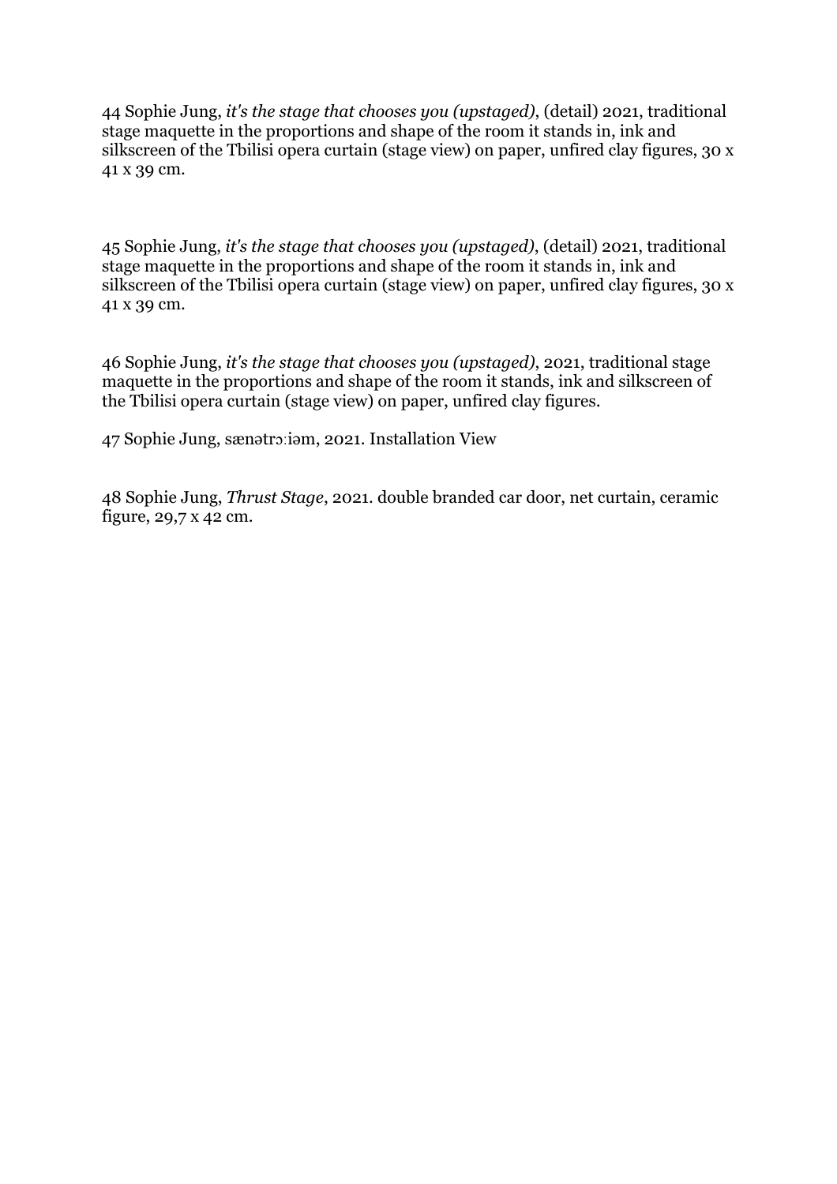44 Sophie Jung, *it's the stage that chooses you (upstaged)*, (detail) 2021, traditional stage maquette in the proportions and shape of the room it stands in, ink and silkscreen of the Tbilisi opera curtain (stage view) on paper, unfired clay figures, 30 x 41 x 39 cm.

45 Sophie Jung, *it's the stage that chooses you (upstaged)*, (detail) 2021, traditional stage maquette in the proportions and shape of the room it stands in, ink and silkscreen of the Tbilisi opera curtain (stage view) on paper, unfired clay figures, 30 x 41 x 39 cm.

46 Sophie Jung, *it's the stage that chooses you (upstaged)*, 2021, traditional stage maquette in the proportions and shape of the room it stands, ink and silkscreen of the Tbilisi opera curtain (stage view) on paper, unfired clay figures.

47 Sophie Jung, sænətrɔːiəm, 2021. Installation View

48 Sophie Jung, *Thrust Stage*, 2021. double branded car door, net curtain, ceramic figure, 29,7 x 42 cm.